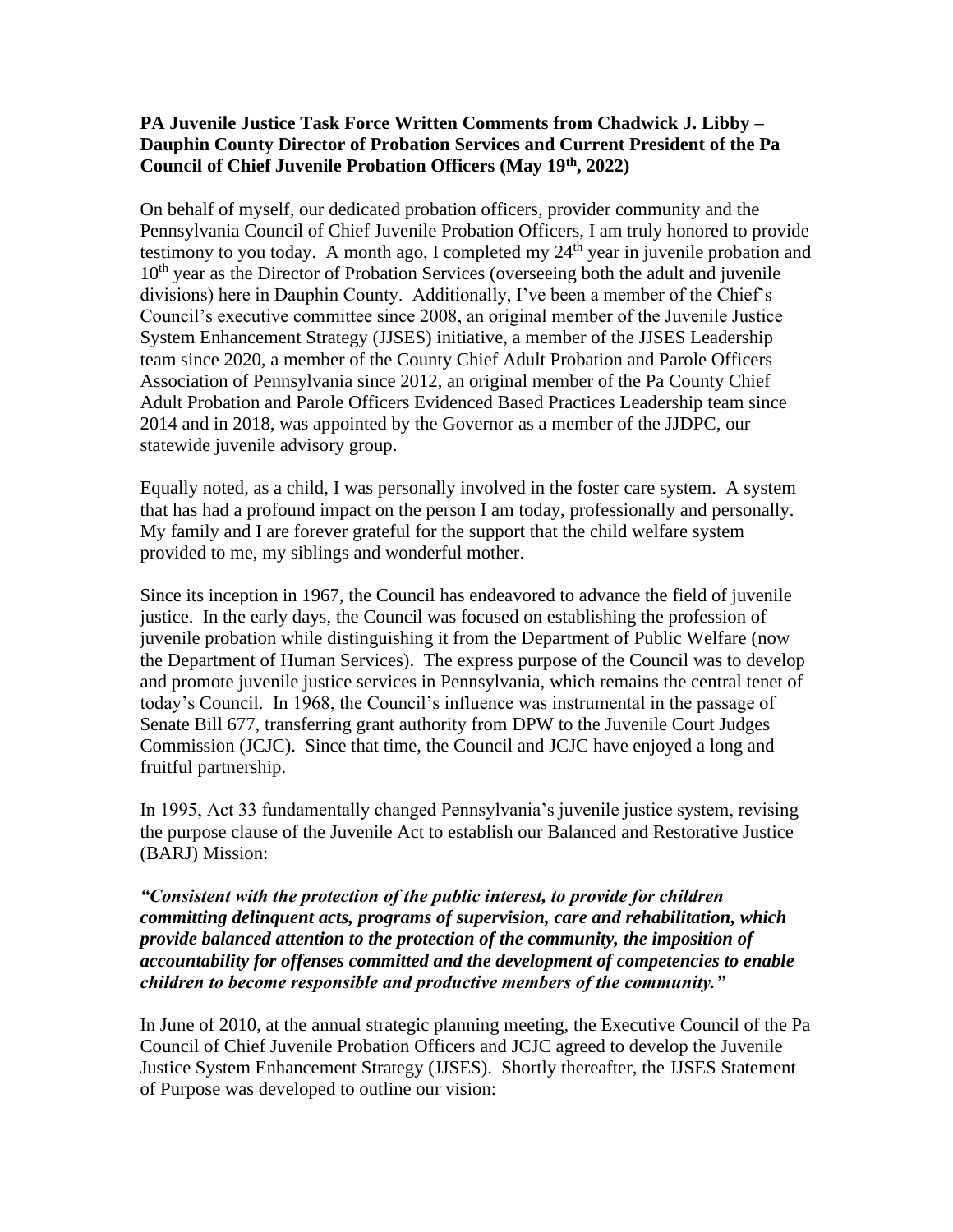**PA Juvenile Justice Task Force Written Comments from Chadwick J. Libby – Dauphin County Director of Probation Services and Current President of the Pa Council of Chief Juvenile Probation Officers (May 19th, 2022)**

On behalf of myself, our dedicated probation officers, provider community and the Pennsylvania Council of Chief Juvenile Probation Officers, I am truly honored to provide testimony to you today. A month ago, I completed my 24th year in juvenile probation and 10th year as the Director of Probation Services (overseeing both the adult and juvenile divisions) here in Dauphin County. Additionally, I've been a member of the Chief's Council's executive committee since 2008, an original member of the Juvenile Justice System Enhancement Strategy (JJSES) initiative, a member of the JJSES Leadership team since 2020, a member of the County Chief Adult Probation and Parole Officers Association of Pennsylvania since 2012, an original member of the Pa County Chief Adult Probation and Parole Officers Evidenced Based Practices Leadership team since 2014 and in 2018, was appointed by the Governor as a member of the JJDPC, our statewide juvenile advisory group.

Equally noted, as a child, I was personally involved in the foster care system. A system that has had a profound impact on the person I am today, professionally and personally. My family and I are forever grateful for the support that the child welfare system provided to me, my siblings and wonderful mother.

Since its inception in 1967, the Council has endeavored to advance the field of juvenile justice. In the early days, the Council was focused on establishing the profession of juvenile probation while distinguishing it from the Department of Public Welfare (now the Department of Human Services). The express purpose of the Council was to develop and promote juvenile justice services in Pennsylvania, which remains the central tenet of today's Council. In 1968, the Council's influence was instrumental in the passage of Senate Bill 677, transferring grant authority from DPW to the Juvenile Court Judges Commission (JCJC). Since that time, the Council and JCJC have enjoyed a long and fruitful partnership.

In 1995, Act 33 fundamentally changed Pennsylvania's juvenile justice system, revising the purpose clause of the Juvenile Act to establish our Balanced and Restorative Justice (BARJ) Mission:

***"Consistent with the protection of the public interest, to provide for children committing delinquent acts, programs of supervision, care and rehabilitation, which provide balanced attention to the protection of the community, the imposition of accountability for offenses committed and the development of competencies to enable children to become responsible and productive members of the community."***

In June of 2010, at the annual strategic planning meeting, the Executive Council of the Pa Council of Chief Juvenile Probation Officers and JCJC agreed to develop the Juvenile Justice System Enhancement Strategy (JJSES). Shortly thereafter, the JJSES Statement of Purpose was developed to outline our vision: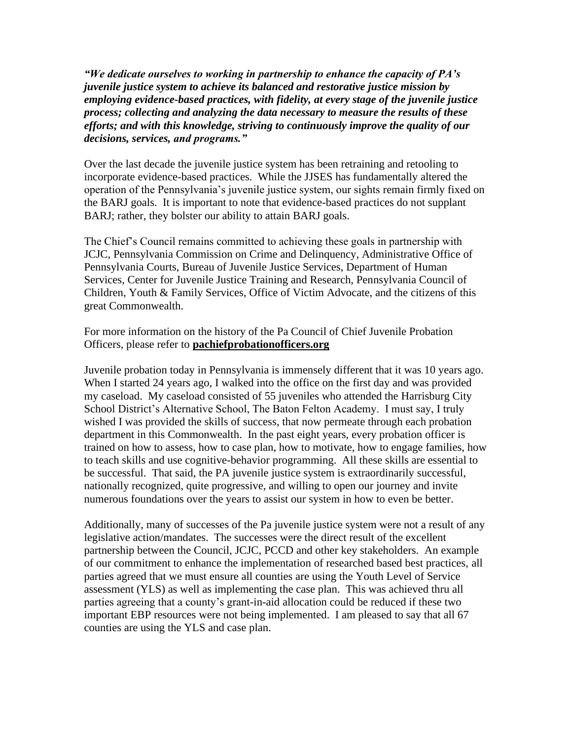***"We dedicate ourselves to working in partnership to enhance the capacity of PA's juvenile justice system to achieve its balanced and restorative justice mission by employing evidence-based practices, with fidelity, at every stage of the juvenile justice process; collecting and analyzing the data necessary to measure the results of these efforts; and with this knowledge, striving to continuously improve the quality of our decisions, services, and programs."***

Over the last decade the juvenile justice system has been retraining and retooling to incorporate evidence-based practices. While the JJSES has fundamentally altered the operation of the Pennsylvania's juvenile justice system, our sights remain firmly fixed on the BARJ goals. It is important to note that evidence-based practices do not supplant BARJ; rather, they bolster our ability to attain BARJ goals.

The Chief's Council remains committed to achieving these goals in partnership with JCJC, Pennsylvania Commission on Crime and Delinquency, Administrative Office of Pennsylvania Courts, Bureau of Juvenile Justice Services, Department of Human Services, Center for Juvenile Justice Training and Research, Pennsylvania Council of Children, Youth & Family Services, Office of Victim Advocate, and the citizens of this great Commonwealth.

For more information on the history of the Pa Council of Chief Juvenile Probation Officers, please refer to **pachiefprobationofficers.org**

Juvenile probation today in Pennsylvania is immensely different that it was 10 years ago. When I started 24 years ago, I walked into the office on the first day and was provided my caseload. My caseload consisted of 55 juveniles who attended the Harrisburg City School District's Alternative School, The Baton Felton Academy. I must say, I truly wished I was provided the skills of success, that now permeate through each probation department in this Commonwealth. In the past eight years, every probation officer is trained on how to assess, how to case plan, how to motivate, how to engage families, how to teach skills and use cognitive-behavior programming. All these skills are essential to be successful. That said, the PA juvenile justice system is extraordinarily successful, nationally recognized, quite progressive, and willing to open our journey and invite numerous foundations over the years to assist our system in how to even be better.

Additionally, many of successes of the Pa juvenile justice system were not a result of any legislative action/mandates. The successes were the direct result of the excellent partnership between the Council, JCJC, PCCD and other key stakeholders. An example of our commitment to enhance the implementation of researched based best practices, all parties agreed that we must ensure all counties are using the Youth Level of Service assessment (YLS) as well as implementing the case plan. This was achieved thru all parties agreeing that a county's grant-in-aid allocation could be reduced if these two important EBP resources were not being implemented. I am pleased to say that all 67 counties are using the YLS and case plan.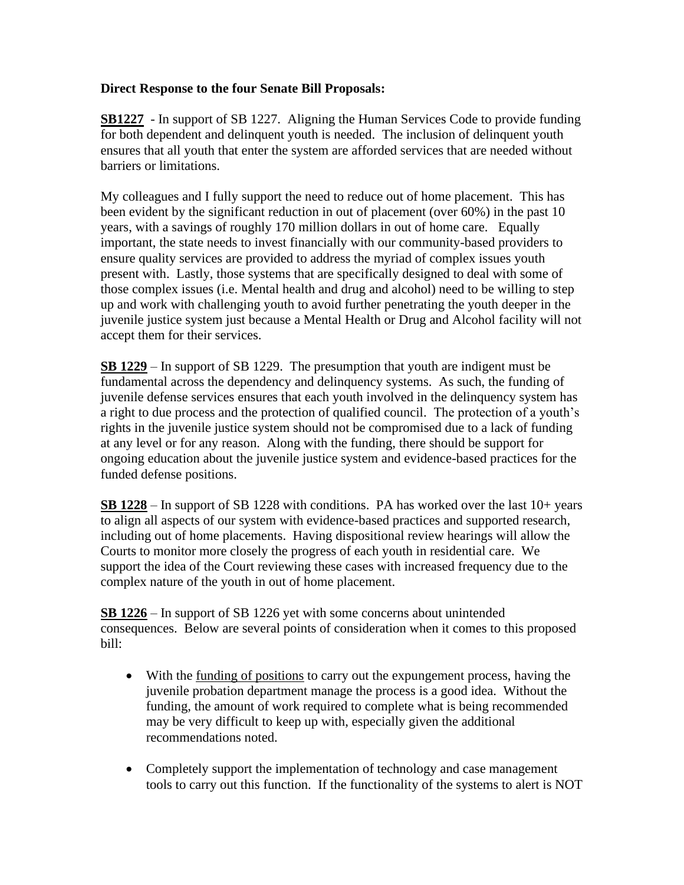**Direct Response to the four Senate Bill Proposals:**

**<u>SB1227</u>** - In support of SB 1227. Aligning the Human Services Code to provide funding for both dependent and delinquent youth is needed. The inclusion of delinquent youth ensures that all youth that enter the system are afforded services that are needed without barriers or limitations.

My colleagues and I fully support the need to reduce out of home placement. This has been evident by the significant reduction in out of placement (over 60%) in the past 10 years, with a savings of roughly 170 million dollars in out of home care. Equally important, the state needs to invest financially with our community-based providers to ensure quality services are provided to address the myriad of complex issues youth present with. Lastly, those systems that are specifically designed to deal with some of those complex issues (i.e. Mental health and drug and alcohol) need to be willing to step up and work with challenging youth to avoid further penetrating the youth deeper in the juvenile justice system just because a Mental Health or Drug and Alcohol facility will not accept them for their services.

**<u>SB 1229</u>** – In support of SB 1229. The presumption that youth are indigent must be fundamental across the dependency and delinquency systems. As such, the funding of juvenile defense services ensures that each youth involved in the delinquency system has a right to due process and the protection of qualified council. The protection of a youth's rights in the juvenile justice system should not be compromised due to a lack of funding at any level or for any reason. Along with the funding, there should be support for ongoing education about the juvenile justice system and evidence-based practices for the funded defense positions.

**<u>SB 1228</u>** – In support of SB 1228 with conditions. PA has worked over the last 10+ years to align all aspects of our system with evidence-based practices and supported research, including out of home placements. Having dispositional review hearings will allow the Courts to monitor more closely the progress of each youth in residential care. We support the idea of the Court reviewing these cases with increased frequency due to the complex nature of the youth in out of home placement.

**<u>SB 1226</u>** – In support of SB 1226 yet with some concerns about unintended consequences. Below are several points of consideration when it comes to this proposed bill:

- With the <u>funding of positions</u> to carry out the expungement process, having the juvenile probation department manage the process is a good idea. Without the funding, the amount of work required to complete what is being recommended may be very difficult to keep up with, especially given the additional recommendations noted.

- Completely support the implementation of technology and case management tools to carry out this function. If the functionality of the systems to alert is NOT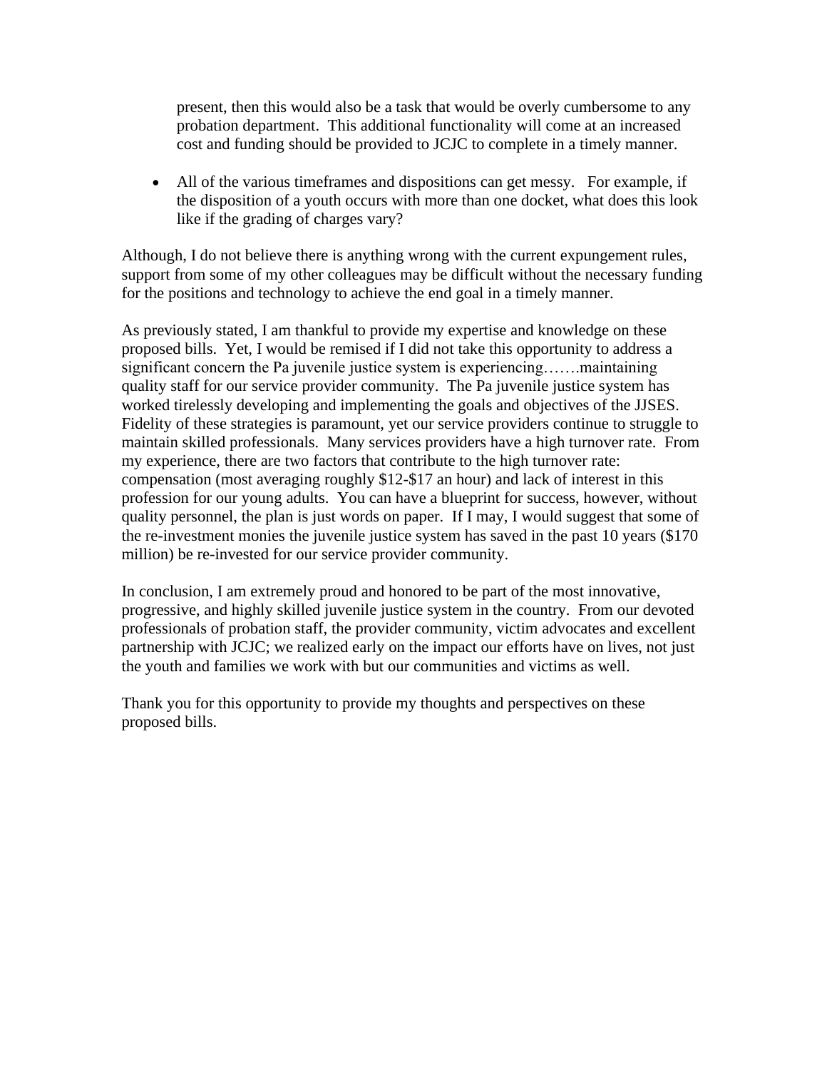present, then this would also be a task that would be overly cumbersome to any probation department. This additional functionality will come at an increased cost and funding should be provided to JCJC to complete in a timely manner.

- All of the various timeframes and dispositions can get messy. For example, if the disposition of a youth occurs with more than one docket, what does this look like if the grading of charges vary?

Although, I do not believe there is anything wrong with the current expungement rules, support from some of my other colleagues may be difficult without the necessary funding for the positions and technology to achieve the end goal in a timely manner.

As previously stated, I am thankful to provide my expertise and knowledge on these proposed bills. Yet, I would be remised if I did not take this opportunity to address a significant concern the Pa juvenile justice system is experiencing…….maintaining quality staff for our service provider community. The Pa juvenile justice system has worked tirelessly developing and implementing the goals and objectives of the JJSES. Fidelity of these strategies is paramount, yet our service providers continue to struggle to maintain skilled professionals. Many services providers have a high turnover rate. From my experience, there are two factors that contribute to the high turnover rate: compensation (most averaging roughly $12-$17 an hour) and lack of interest in this profession for our young adults. You can have a blueprint for success, however, without quality personnel, the plan is just words on paper. If I may, I would suggest that some of the re-investment monies the juvenile justice system has saved in the past 10 years ($170 million) be re-invested for our service provider community.

In conclusion, I am extremely proud and honored to be part of the most innovative, progressive, and highly skilled juvenile justice system in the country. From our devoted professionals of probation staff, the provider community, victim advocates and excellent partnership with JCJC; we realized early on the impact our efforts have on lives, not just the youth and families we work with but our communities and victims as well.

Thank you for this opportunity to provide my thoughts and perspectives on these proposed bills.